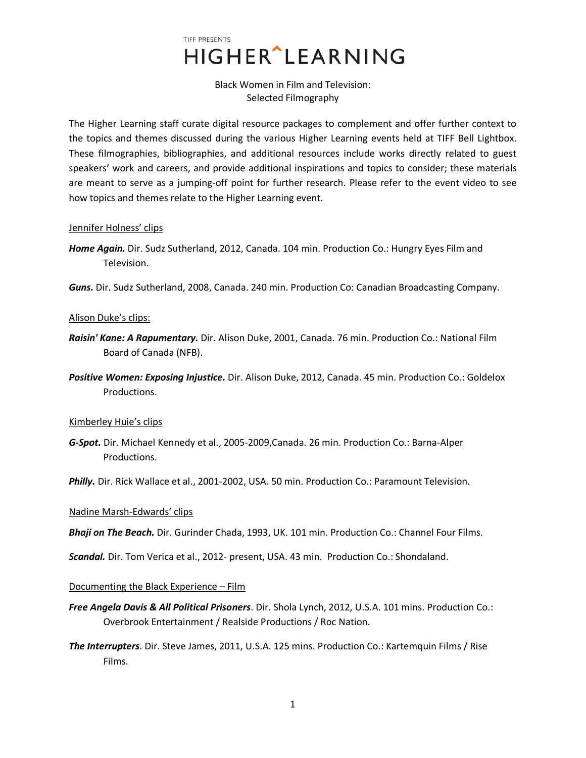TIFF PRESENTS

# HIGHER^LEARNING

## Black Women in Film and Television: Selected Filmography

The Higher Learning staff curate digital resource packages to complement and offer further context to the topics and themes discussed during the various Higher Learning events held at TIFF Bell Lightbox. These filmographies, bibliographies, and additional resources include works directly related to guest speakers' work and careers, and provide additional inspirations and topics to consider; these materials are meant to serve as a jumping-off point for further research. Please refer to the event video to see how topics and themes relate to the Higher Learning event.

<u>Jennifer Holness' clips</u>

***Home Again.*** Dir. Sudz Sutherland, 2012, Canada. 104 min. Production Co.: Hungry Eyes Film and Television.

***Guns.*** Dir. Sudz Sutherland, 2008, Canada. 240 min. Production Co: Canadian Broadcasting Company.

<u>Alison Duke's clips:</u>

***Raisin' Kane: A Rapumentary.*** Dir. Alison Duke, 2001, Canada. 76 min. Production Co.: National Film Board of Canada (NFB).

***Positive Women: Exposing Injustice.*** Dir. Alison Duke, 2012, Canada. 45 min. Production Co.: Goldelox Productions.

<u>Kimberley Huie's clips</u>

***G-Spot.*** Dir. Michael Kennedy et al., 2005-2009,Canada. 26 min. Production Co.: Barna-Alper Productions.

***Philly.*** Dir. Rick Wallace et al., 2001-2002, USA. 50 min. Production Co.: Paramount Television.

<u>Nadine Marsh-Edwards' clips</u>

***Bhaji on The Beach.*** Dir. Gurinder Chada, 1993, UK. 101 min. Production Co.: Channel Four Films.

***Scandal.*** Dir. Tom Verica et al., 2012- present, USA. 43 min. Production Co.: Shondaland.

<u>Documenting the Black Experience – Film</u>

***Free Angela Davis & All Political Prisoners***. Dir. Shola Lynch, 2012, U.S.A. 101 mins. Production Co.: Overbrook Entertainment / Realside Productions / Roc Nation.

***The Interrupters***. Dir. Steve James, 2011, U.S.A. 125 mins. Production Co.: Kartemquin Films / Rise Films.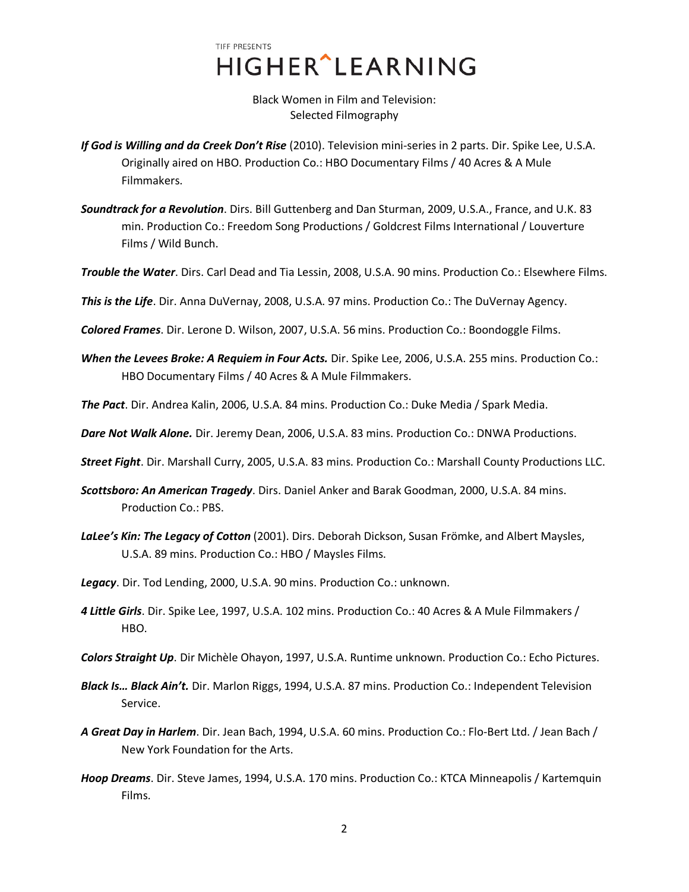TIFF PRESENTS

# HIGHER^LEARNING

Black Women in Film and Television:
Selected Filmography

***If God is Willing and da Creek Don't Rise*** (2010). Television mini-series in 2 parts. Dir. Spike Lee, U.S.A. Originally aired on HBO. Production Co.: HBO Documentary Films / 40 Acres & A Mule Filmmakers.

***Soundtrack for a Revolution***. Dirs. Bill Guttenberg and Dan Sturman, 2009, U.S.A., France, and U.K. 83 min. Production Co.: Freedom Song Productions / Goldcrest Films International / Louverture Films / Wild Bunch.

***Trouble the Water***. Dirs. Carl Dead and Tia Lessin, 2008, U.S.A. 90 mins. Production Co.: Elsewhere Films.

***This is the Life***. Dir. Anna DuVernay, 2008, U.S.A. 97 mins. Production Co.: The DuVernay Agency.

***Colored Frames***. Dir. Lerone D. Wilson, 2007, U.S.A. 56 mins. Production Co.: Boondoggle Films.

***When the Levees Broke: A Requiem in Four Acts.*** Dir. Spike Lee, 2006, U.S.A. 255 mins. Production Co.: HBO Documentary Films / 40 Acres & A Mule Filmmakers.

***The Pact***. Dir. Andrea Kalin, 2006, U.S.A. 84 mins. Production Co.: Duke Media / Spark Media.

***Dare Not Walk Alone.*** Dir. Jeremy Dean, 2006, U.S.A. 83 mins. Production Co.: DNWA Productions.

***Street Fight***. Dir. Marshall Curry, 2005, U.S.A. 83 mins. Production Co.: Marshall County Productions LLC.

***Scottsboro: An American Tragedy***. Dirs. Daniel Anker and Barak Goodman, 2000, U.S.A. 84 mins. Production Co.: PBS.

***LaLee's Kin: The Legacy of Cotton*** (2001). Dirs. Deborah Dickson, Susan Frömke, and Albert Maysles, U.S.A. 89 mins. Production Co.: HBO / Maysles Films.

***Legacy***. Dir. Tod Lending, 2000, U.S.A. 90 mins. Production Co.: unknown.

***4 Little Girls***. Dir. Spike Lee, 1997, U.S.A. 102 mins. Production Co.: 40 Acres & A Mule Filmmakers / HBO.

***Colors Straight Up***. Dir Michèle Ohayon, 1997, U.S.A. Runtime unknown. Production Co.: Echo Pictures.

***Black Is… Black Ain't.*** Dir. Marlon Riggs, 1994, U.S.A. 87 mins. Production Co.: Independent Television Service.

***A Great Day in Harlem***. Dir. Jean Bach, 1994, U.S.A. 60 mins. Production Co.: Flo-Bert Ltd. / Jean Bach / New York Foundation for the Arts.

***Hoop Dreams***. Dir. Steve James, 1994, U.S.A. 170 mins. Production Co.: KTCA Minneapolis / Kartemquin Films.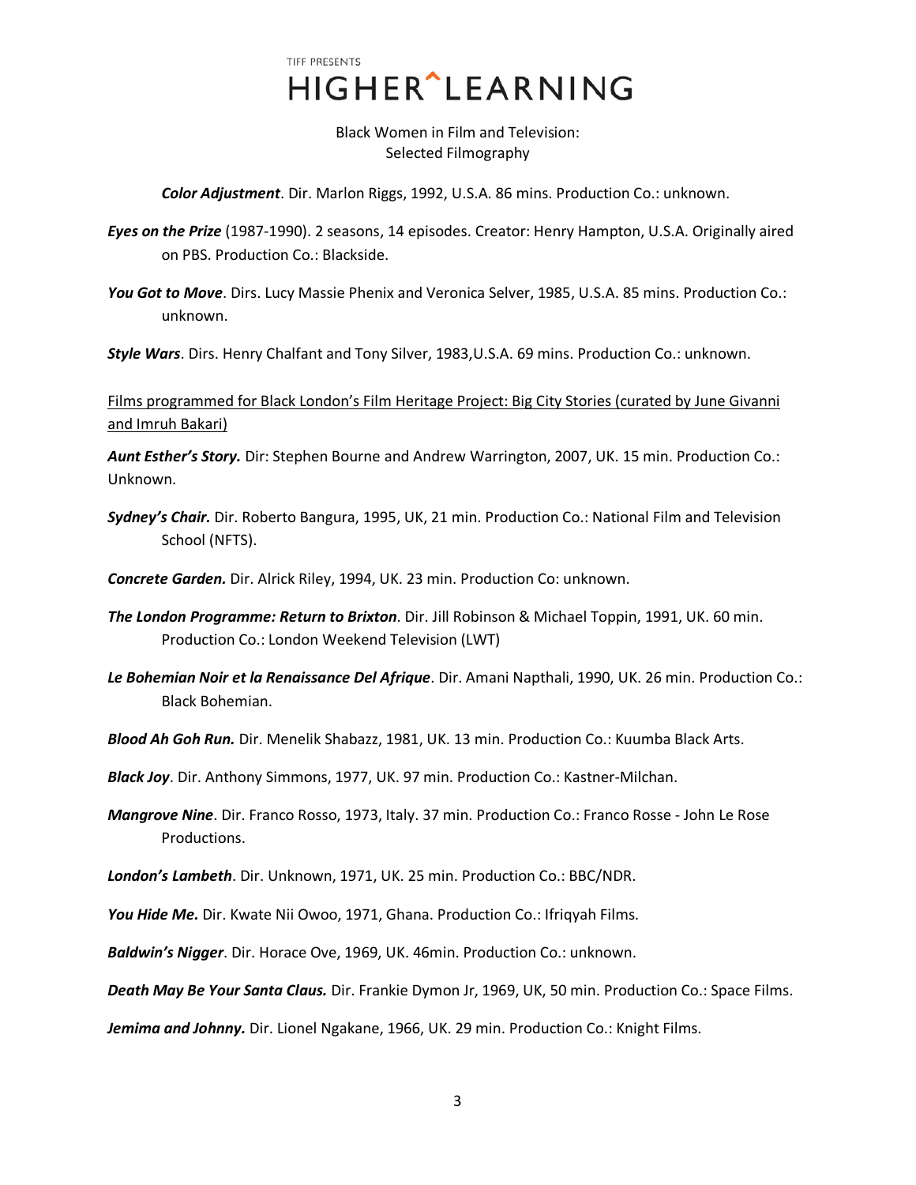Black Women in Film and Television:
Selected Filmography

***Color Adjustment***. Dir. Marlon Riggs, 1992, U.S.A. 86 mins. Production Co.: unknown.

***Eyes on the Prize*** (1987-1990). 2 seasons, 14 episodes. Creator: Henry Hampton, U.S.A. Originally aired on PBS. Production Co.: Blackside.

***You Got to Move***. Dirs. Lucy Massie Phenix and Veronica Selver, 1985, U.S.A. 85 mins. Production Co.: unknown.

***Style Wars***. Dirs. Henry Chalfant and Tony Silver, 1983,U.S.A. 69 mins. Production Co.: unknown.

<u>Films programmed for Black London's Film Heritage Project: Big City Stories (curated by June Givanni and Imruh Bakari)</u>

***Aunt Esther's Story.*** Dir: Stephen Bourne and Andrew Warrington, 2007, UK. 15 min. Production Co.: Unknown.

***Sydney's Chair.*** Dir. Roberto Bangura, 1995, UK, 21 min. Production Co.: National Film and Television School (NFTS).

***Concrete Garden.*** Dir. Alrick Riley, 1994, UK. 23 min. Production Co: unknown.

***The London Programme: Return to Brixton***. Dir. Jill Robinson & Michael Toppin, 1991, UK. 60 min. Production Co.: London Weekend Television (LWT)

***Le Bohemian Noir et la Renaissance Del Afrique***. Dir. Amani Napthali, 1990, UK. 26 min. Production Co.: Black Bohemian.

***Blood Ah Goh Run.*** Dir. Menelik Shabazz, 1981, UK. 13 min. Production Co.: Kuumba Black Arts.

***Black Joy***. Dir. Anthony Simmons, 1977, UK. 97 min. Production Co.: Kastner-Milchan.

***Mangrove Nine***. Dir. Franco Rosso, 1973, Italy. 37 min. Production Co.: Franco Rosse - John Le Rose Productions.

***London's Lambeth***. Dir. Unknown, 1971, UK. 25 min. Production Co.: BBC/NDR.

***You Hide Me.*** Dir. Kwate Nii Owoo, 1971, Ghana. Production Co.: Ifriqyah Films.

***Baldwin's Nigger***. Dir. Horace Ove, 1969, UK. 46min. Production Co.: unknown.

***Death May Be Your Santa Claus.*** Dir. Frankie Dymon Jr, 1969, UK, 50 min. Production Co.: Space Films.

***Jemima and Johnny.*** Dir. Lionel Ngakane, 1966, UK. 29 min. Production Co.: Knight Films.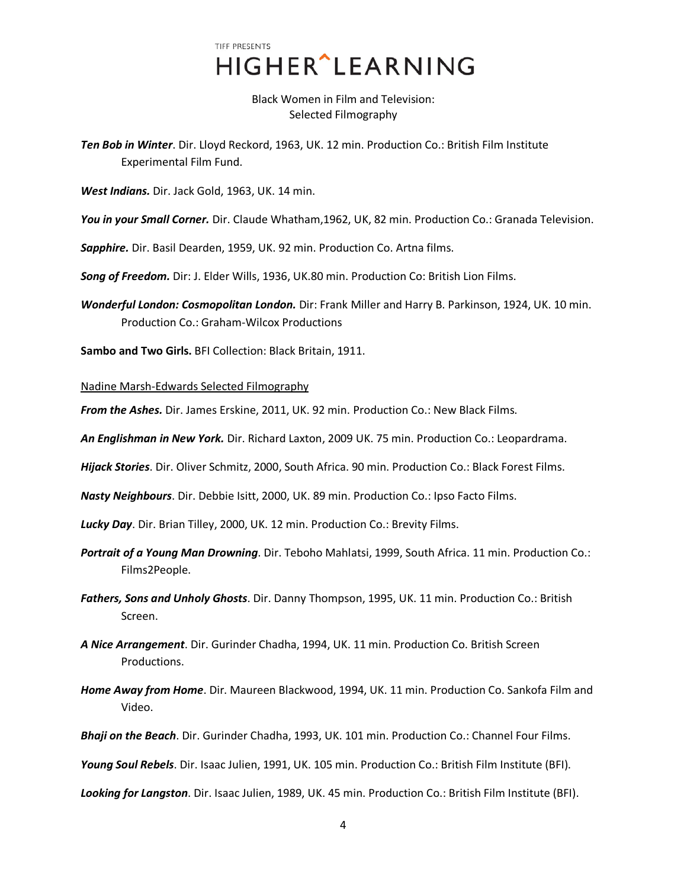TIFF PRESENTS

# HIGHER^LEARNING

Black Women in Film and Television:
Selected Filmography

***Ten Bob in Winter***. Dir. Lloyd Reckord, 1963, UK. 12 min. Production Co.: British Film Institute Experimental Film Fund.

***West Indians.*** Dir. Jack Gold, 1963, UK. 14 min.

***You in your Small Corner.*** Dir. Claude Whatham,1962, UK, 82 min. Production Co.: Granada Television.

***Sapphire.*** Dir. Basil Dearden, 1959, UK. 92 min. Production Co. Artna films.

***Song of Freedom.*** Dir: J. Elder Wills, 1936, UK.80 min. Production Co: British Lion Films.

***Wonderful London: Cosmopolitan London.*** Dir: Frank Miller and Harry B. Parkinson, 1924, UK. 10 min. Production Co.: Graham-Wilcox Productions

**Sambo and Two Girls.** BFI Collection: Black Britain, 1911.

<u>Nadine Marsh-Edwards Selected Filmography</u>

***From the Ashes.*** Dir. James Erskine, 2011, UK. 92 min. Production Co.: New Black Films.

***An Englishman in New York.*** Dir. Richard Laxton, 2009 UK. 75 min. Production Co.: Leopardrama.

***Hijack Stories***. Dir. Oliver Schmitz, 2000, South Africa. 90 min. Production Co.: Black Forest Films.

***Nasty Neighbours***. Dir. Debbie Isitt, 2000, UK. 89 min. Production Co.: Ipso Facto Films.

***Lucky Day***. Dir. Brian Tilley, 2000, UK. 12 min. Production Co.: Brevity Films.

***Portrait of a Young Man Drowning***. Dir. Teboho Mahlatsi, 1999, South Africa. 11 min. Production Co.: Films2People.

***Fathers, Sons and Unholy Ghosts***. Dir. Danny Thompson, 1995, UK. 11 min. Production Co.: British Screen.

***A Nice Arrangement***. Dir. Gurinder Chadha, 1994, UK. 11 min. Production Co. British Screen Productions.

***Home Away from Home***. Dir. Maureen Blackwood, 1994, UK. 11 min. Production Co. Sankofa Film and Video.

***Bhaji on the Beach***. Dir. Gurinder Chadha, 1993, UK. 101 min. Production Co.: Channel Four Films.

***Young Soul Rebels***. Dir. Isaac Julien, 1991, UK. 105 min. Production Co.: British Film Institute (BFI).

***Looking for Langston***. Dir. Isaac Julien, 1989, UK. 45 min. Production Co.: British Film Institute (BFI).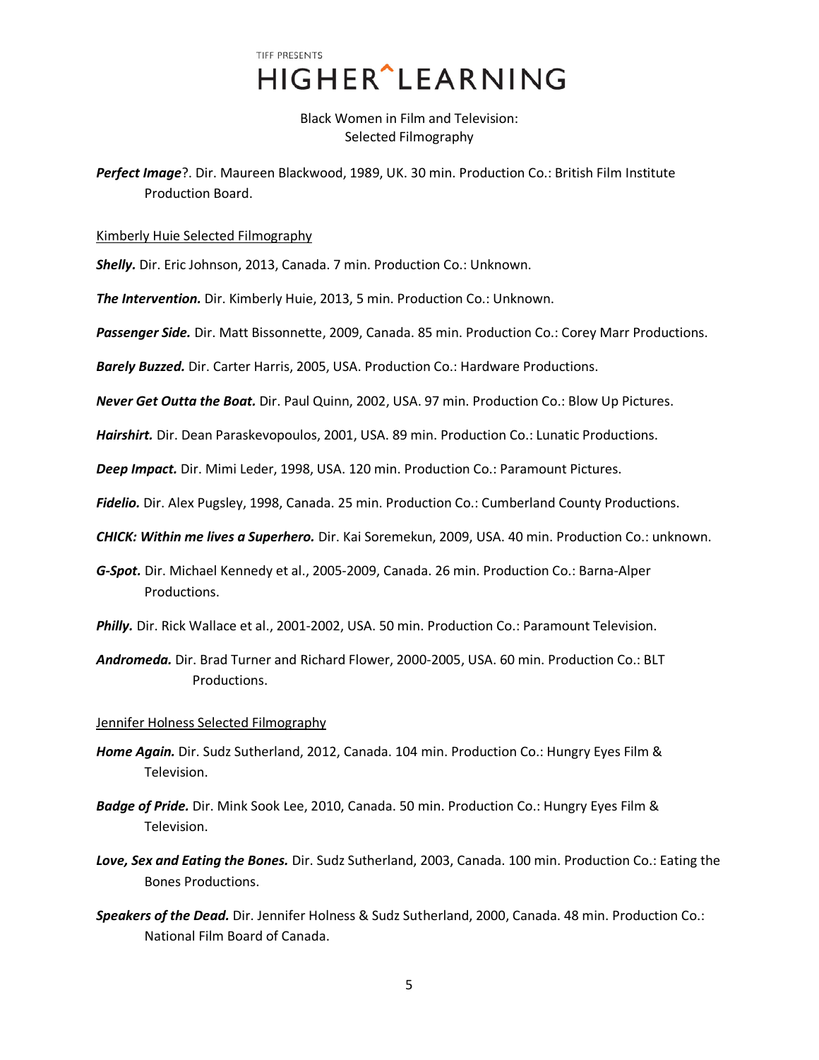TIFF PRESENTS

HIGHER^LEARNING

Black Women in Film and Television:
Selected Filmography

***Perfect Image***?. Dir. Maureen Blackwood, 1989, UK. 30 min. Production Co.: British Film Institute Production Board.

Kimberly Huie Selected Filmography

***Shelly.*** Dir. Eric Johnson, 2013, Canada. 7 min. Production Co.: Unknown.

***The Intervention.*** Dir. Kimberly Huie, 2013, 5 min. Production Co.: Unknown.

***Passenger Side.*** Dir. Matt Bissonnette, 2009, Canada. 85 min. Production Co.: Corey Marr Productions.

***Barely Buzzed.*** Dir. Carter Harris, 2005, USA. Production Co.: Hardware Productions.

***Never Get Outta the Boat.*** Dir. Paul Quinn, 2002, USA. 97 min. Production Co.: Blow Up Pictures.

***Hairshirt.*** Dir. Dean Paraskevopoulos, 2001, USA. 89 min. Production Co.: Lunatic Productions.

***Deep Impact.*** Dir. Mimi Leder, 1998, USA. 120 min. Production Co.: Paramount Pictures.

***Fidelio.*** Dir. Alex Pugsley, 1998, Canada. 25 min. Production Co.: Cumberland County Productions.

***CHICK: Within me lives a Superhero.*** Dir. Kai Soremekun, 2009, USA. 40 min. Production Co.: unknown.

***G-Spot.*** Dir. Michael Kennedy et al., 2005-2009, Canada. 26 min. Production Co.: Barna-Alper Productions.

***Philly.*** Dir. Rick Wallace et al., 2001-2002, USA. 50 min. Production Co.: Paramount Television.

***Andromeda.*** Dir. Brad Turner and Richard Flower, 2000-2005, USA. 60 min. Production Co.: BLT Productions.

Jennifer Holness Selected Filmography

***Home Again.*** Dir. Sudz Sutherland, 2012, Canada. 104 min. Production Co.: Hungry Eyes Film & Television.

***Badge of Pride.*** Dir. Mink Sook Lee, 2010, Canada. 50 min. Production Co.: Hungry Eyes Film & Television.

***Love, Sex and Eating the Bones.*** Dir. Sudz Sutherland, 2003, Canada. 100 min. Production Co.: Eating the Bones Productions.

***Speakers of the Dead.*** Dir. Jennifer Holness & Sudz Sutherland, 2000, Canada. 48 min. Production Co.: National Film Board of Canada.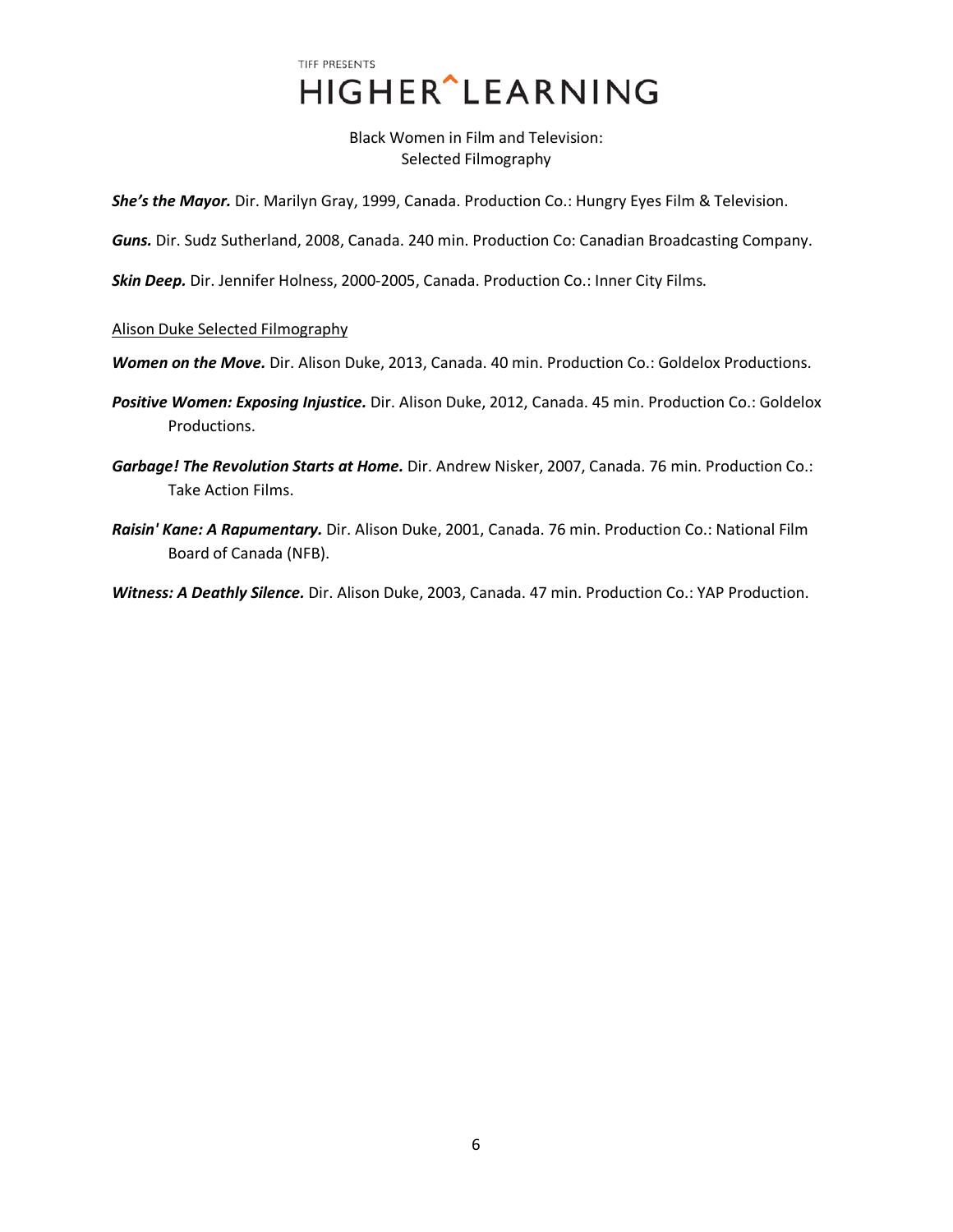TIFF PRESENTS

# HIGHER LEARNING

Black Women in Film and Television:
Selected Filmography

***She's the Mayor.*** Dir. Marilyn Gray, 1999, Canada. Production Co.: Hungry Eyes Film & Television.

***Guns.*** Dir. Sudz Sutherland, 2008, Canada. 240 min. Production Co: Canadian Broadcasting Company.

***Skin Deep.*** Dir. Jennifer Holness, 2000-2005, Canada. Production Co.: Inner City Films.

<u>Alison Duke Selected Filmography</u>

***Women on the Move.*** Dir. Alison Duke, 2013, Canada. 40 min. Production Co.: Goldelox Productions.

***Positive Women: Exposing Injustice.*** Dir. Alison Duke, 2012, Canada. 45 min. Production Co.: Goldelox Productions.

***Garbage! The Revolution Starts at Home.*** Dir. Andrew Nisker, 2007, Canada. 76 min. Production Co.: Take Action Films.

***Raisin' Kane: A Rapumentary.*** Dir. Alison Duke, 2001, Canada. 76 min. Production Co.: National Film Board of Canada (NFB).

***Witness: A Deathly Silence.*** Dir. Alison Duke, 2003, Canada. 47 min. Production Co.: YAP Production.